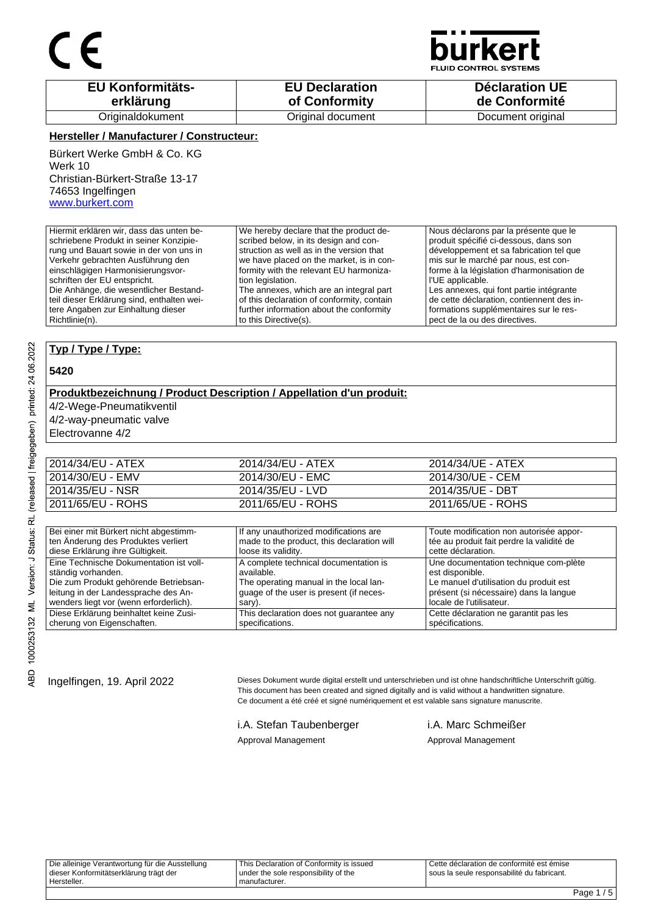CE

bürkert FLUID CONTROL SYSTEMS

| EU Konformitäts-erklärung | EU Declaration of Conformity | Déclaration UE de Conformité |
| --- | --- | --- |
| Originaldokument | Original document | Document original |

**Hersteller / Manufacturer / Constructeur:**

Bürkert Werke GmbH & Co. KG
Werk 10
Christian-Bürkert-Straße 13-17
74653 Ingelfingen
www.burkert.com

| Hiermit erklären wir, dass das unten beschriebene Produkt in seiner Konzipierung und Bauart sowie in der von uns in Verkehr gebrachten Ausführung den einschlägigen Harmonisierungsvorschriften der EU entspricht. Die Anhänge, die wesentlicher Bestandteil dieser Erklärung sind, enthalten weitere Angaben zur Einhaltung dieser Richtlinie(n). | We hereby declare that the product described below, in its design and construction as well as in the version that we have placed on the market, is in conformity with the relevant EU harmonization legislation. The annexes, which are an integral part of this declaration of conformity, contain further information about the conformity to this Directive(s). | Nous déclarons par la présente que le produit spécifié ci-dessous, dans son développement et sa fabrication tel que mis sur le marché par nous, est conforme à la législation d'harmonisation de l'UE applicable. Les annexes, qui font partie intégrante de cette déclaration, contiennent des informations supplémentaires sur le respect de la ou des directives. |
| --- | --- | --- |

**Typ / Type / Type:**

**5420**

**Produktbezeichnung / Product Description / Appellation d'un produit:**

4/2-Wege-Pneumatikventil
4/2-way-pneumatic valve
Electrovanne 4/2

| | | |
| --- | --- | --- |
| 2014/34/EU - ATEX | 2014/34/EU - ATEX | 2014/34/UE - ATEX |
| 2014/30/EU - EMV | 2014/30/EU - EMC | 2014/30/UE - CEM |
| 2014/35/EU - NSR | 2014/35/EU - LVD | 2014/35/UE - DBT |
| 2011/65/EU - ROHS | 2011/65/EU - ROHS | 2011/65/UE - ROHS |

| | | |
| --- | --- | --- |
| Bei einer mit Bürkert nicht abgestimmten Änderung des Produktes verliert diese Erklärung ihre Gültigkeit. | If any unauthorized modifications are made to the product, this declaration will loose its validity. | Toute modification non autorisée apportée au produit fait perdre la validité de cette déclaration. |
| Eine Technische Dokumentation ist vollständig vorhanden. Die zum Produkt gehörende Betriebsanleitung in der Landessprache des Anwenders liegt vor (wenn erforderlich). | A complete technical documentation is available. The operating manual in the local language of the user is present (if necessary). | Une documentation technique com-plète est disponible. Le manuel d'utilisation du produit est présent (si nécessaire) dans la langue locale de l'utilisateur. |
| Diese Erklärung beinhaltet keine Zusicherung von Eigenschaften. | This declaration does not guarantee any specifications. | Cette déclaration ne garantit pas les spécifications. |

Ingelfingen, 19. April 2022

Dieses Dokument wurde digital erstellt und unterschrieben und ist ohne handschriftliche Unterschrift gültig.
This document has been created and signed digitally and is valid without a handwritten signature.
Ce document a été créé et signé numériquement et est valable sans signature manuscrite.

i.A. Stefan Taubenberger
Approval Management

i.A. Marc Schmeißer
Approval Management

| | | |
| --- | --- | --- |
| Die alleinige Verantwortung für die Ausstellung dieser Konformitätserklärung trägt der Hersteller. | This Declaration of Conformity is issued under the sole responsibility of the manufacturer. | Cette déclaration de conformité est émise sous la seule responsabilité du fabricant. |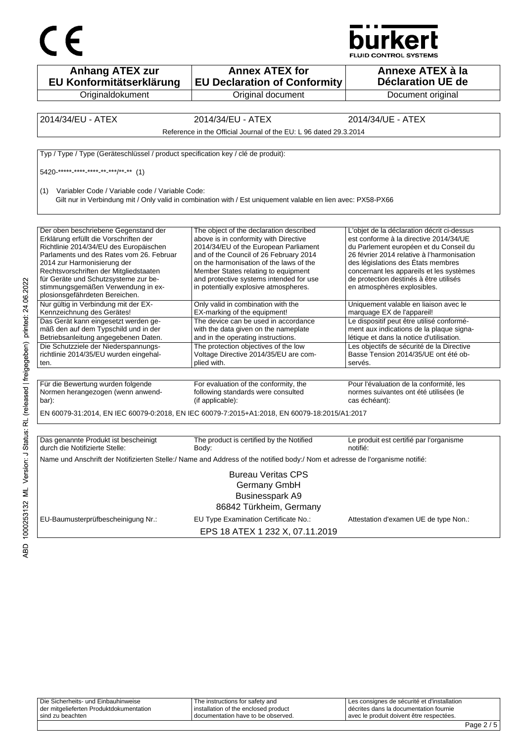CE

bürkert
FLUID CONTROL SYSTEMS

| Anhang ATEX zur EU Konformitätserklärung | Annex ATEX for EU Declaration of Conformity | Annexe ATEX à la Déclaration UE de |
|---|---|---|
| Originaldokument | Original document | Document original |

| 2014/34/EU - ATEX | 2014/34/EU - ATEX | 2014/34/UE - ATEX |
|---|---|---|

Reference in the Official Journal of the EU: L 96 dated 29.3.2014

Typ / Type / Type (Geräteschlüssel / product specification key / clé de produit):

5420-*****-****-****-**-***/**-** (1)

(1) Variabler Code / Variable code / Variable Code:
Gilt nur in Verbindung mit / Only valid in combination with / Est uniquement valable en lien avec: PX58-PX66

| Der oben beschriebene Gegenstand der Erklärung erfüllt die Vorschriften der Richtlinie 2014/34/EU des Europäischen Parlaments und des Rates vom 26. Februar 2014 zur Harmonisierung der Rechtsvorschriften der Mitgliedstaaten für Geräte und Schutzsysteme zur bestimmungsgemäßen Verwendung in explosionsgefährdeten Bereichen. | The object of the declaration described above is in conformity with Directive 2014/34/EU of the European Parliament and of the Council of 26 February 2014 on the harmonisation of the laws of the Member States relating to equipment and protective systems intended for use in potentially explosive atmospheres. | L'objet de la déclaration décrit ci-dessus est conforme à la directive 2014/34/UE du Parlement européen et du Conseil du 26 février 2014 relative à l'harmonisation des législations des États membres concernant les appareils et les systèmes de protection destinés à être utilisés en atmosphères explosibles. |
|---|---|---|
| Nur gültig in Verbindung mit der EX-Kennzeichnung des Gerätes! | Only valid in combination with the EX-marking of the equipment! | Uniquement valable en liaison avec le marquage EX de l'appareil! |
| Das Gerät kann eingesetzt werden gemäß den auf dem Typschild und in der Betriebsanleitung angegebenen Daten. | The device can be used in accordance with the data given on the nameplate and in the operating instructions. | Le dispositif peut être utilisé conformément aux indications de la plaque signalétique et dans la notice d'utilisation. |
| Die Schutzziele der Niederspannungsrichtlinie 2014/35/EU wurden eingehalten. | The protection objectives of the low Voltage Directive 2014/35/EU are complied with. | Les objectifs de sécurité de la Directive Basse Tension 2014/35/UE ont été observés. |

| Für die Bewertung wurden folgende Normen herangezogen (wenn anwendbar): | For evaluation of the conformity, the following standards were consulted (if applicable): | Pour l'évaluation de la conformité, les normes suivantes ont été utilisées (le cas échéant): |
|---|---|---|

EN 60079-31:2014, EN IEC 60079-0:2018, EN IEC 60079-7:2015+A1:2018, EN 60079-18:2015/A1:2017

| Das genannte Produkt ist bescheinigt durch die Notifizierte Stelle: | The product is certified by the Notified Body: | Le produit est certifié par l'organisme notifié: |
|---|---|---|

Name und Anschrift der Notifizierten Stelle:/ Name and Address of the notified body:/ Nom et adresse de l'organisme notifié:

Bureau Veritas CPS
Germany GmbH
Businesspark A9
86842 Türkheim, Germany

| EU-Baumusterprüfbescheinigung Nr.: | EU Type Examination Certificate No.: | Attestation d'examen UE de type Non.: |
|---|---|---|

EPS 18 ATEX 1 232 X, 07.11.2019

| Die Sicherheits- und Einbauhinweise der mitgelieferten Produktdokumentation sind zu beachten | The instructions for safety and installation of the enclosed product documentation have to be observed. | Les consignes de sécurité et d'installation décrites dans la documentation fournie avec le produit doivent être respectées. |
|---|---|---|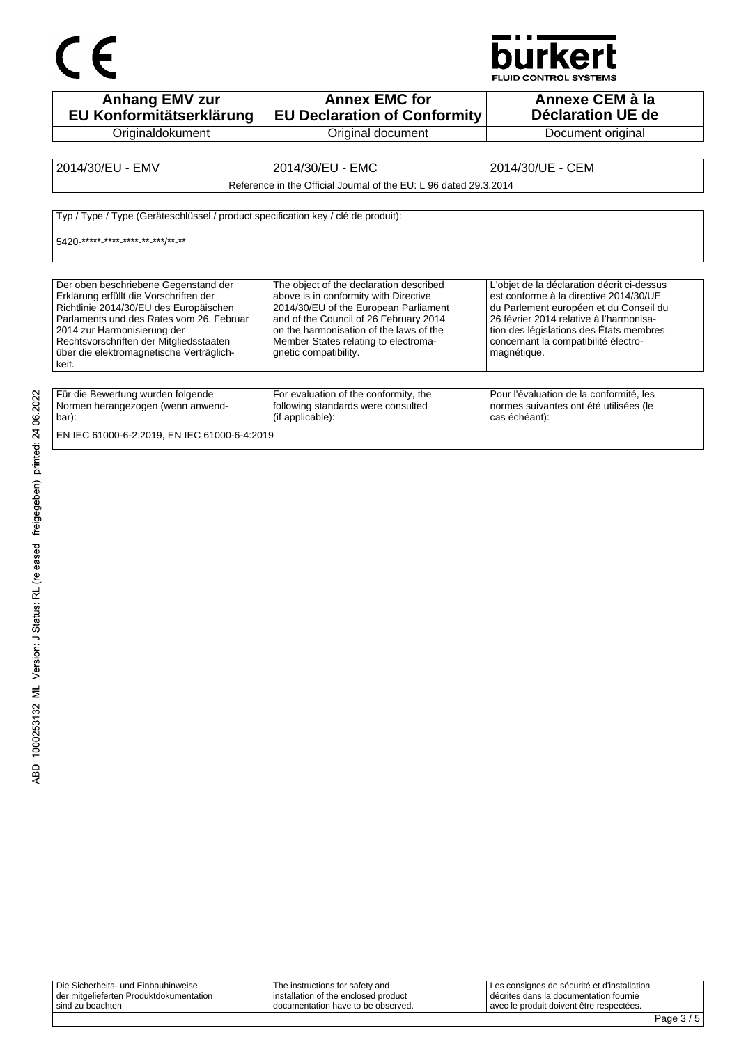| Anhang EMV zur EU Konformitätserklärung | Annex EMC for EU Declaration of Conformity | Annexe CEM à la Déclaration UE de |
|---|---|---|
| Originaldokument | Original document | Document original |

| 2014/30/EU - EMV | 2014/30/EU - EMC | 2014/30/UE - CEM |
|---|---|---|
| | Reference in the Official Journal of the EU: L 96 dated 29.3.2014 | |

Typ / Type / Type (Geräteschlüssel / product specification key / clé de produit):

5420-*****-****-****-**-***/**-**

| Der oben beschriebene Gegenstand der Erklärung erfüllt die Vorschriften der Richtlinie 2014/30/EU des Europäischen Parlaments und des Rates vom 26. Februar 2014 zur Harmonisierung der Rechtsvorschriften der Mitgliedsstaaten über die elektromagnetische Verträglichkeit. | The object of the declaration described above is in conformity with Directive 2014/30/EU of the European Parliament and of the Council of 26 February 2014 on the harmonisation of the laws of the Member States relating to electromagnetic compatibility. | L'objet de la déclaration décrit ci-dessus est conforme à la directive 2014/30/UE du Parlement européen et du Conseil du 26 février 2014 relative à l'harmonisation des législations des États membres concernant la compatibilité électromagnétique. |
|---|---|---|

| Für die Bewertung wurden folgende Normen herangezogen (wenn anwendbar): | For evaluation of the conformity, the following standards were consulted (if applicable): | Pour l'évaluation de la conformité, les normes suivantes ont été utilisées (le cas échéant): |
|---|---|---|

EN IEC 61000-6-2:2019, EN IEC 61000-6-4:2019

ABD 1000253132 ML Version: J Status: RL (released | freigegeben) printed: 24.06.2022

| Die Sicherheits- und Einbauhinweise der mitgelieferten Produktdokumentation sind zu beachten | The instructions for safety and installation of the enclosed product documentation have to be observed. | Les consignes de sécurité et d'installation décrites dans la documentation fournie avec le produit doivent être respectées. |
|---|---|---|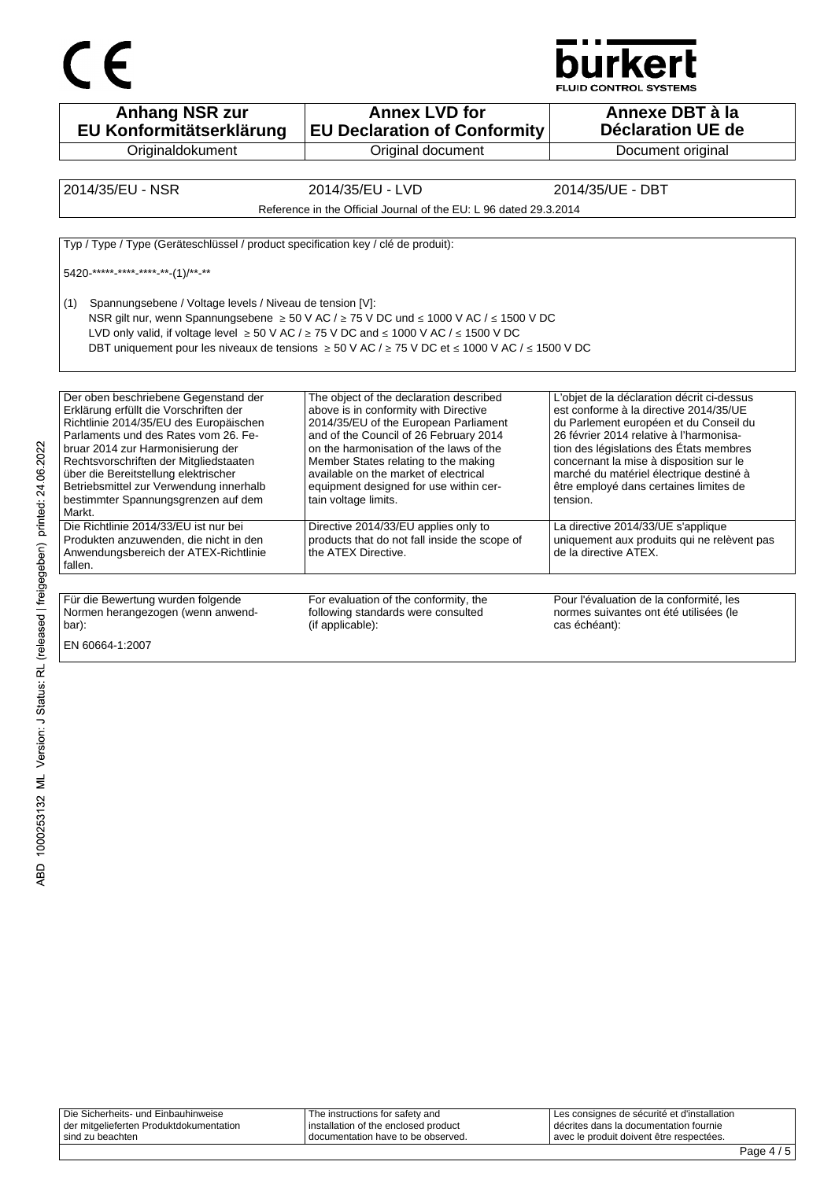| Anhang NSR zur EU Konformitätserklärung | Annex LVD for EU Declaration of Conformity | Annexe DBT à la Déclaration UE de |
|---|---|---|
| Originaldokument | Original document | Document original |

| 2014/35/EU - NSR | 2014/35/EU - LVD | 2014/35/UE - DBT |
|---|---|---|

Reference in the Official Journal of the EU: L 96 dated 29.3.2014

Typ / Type / Type (Geräteschlüssel / product specification key / clé de produit):

5420-*****-****-*****-**-(1)/**-**

(1) Spannungsebene / Voltage levels / Niveau de tension [V]:
NSR gilt nur, wenn Spannungsebene ≥ 50 V AC / ≥ 75 V DC und ≤ 1000 V AC / ≤ 1500 V DC
LVD only valid, if voltage level ≥ 50 V AC / ≥ 75 V DC and ≤ 1000 V AC / ≤ 1500 V DC
DBT uniquement pour les niveaux de tensions ≥ 50 V AC / ≥ 75 V DC et ≤ 1000 V AC / ≤ 1500 V DC

| Der oben beschriebene Gegenstand der Erklärung erfüllt die Vorschriften der Richtlinie 2014/35/EU des Europäischen Parlaments und des Rates vom 26. Februar 2014 zur Harmonisierung der Rechtsvorschriften der Mitgliedstaaten über die Bereitstellung elektrischer Betriebsmittel zur Verwendung innerhalb bestimmter Spannungsgrenzen auf dem Markt. | The object of the declaration described above is in conformity with Directive 2014/35/EU of the European Parliament and of the Council of 26 February 2014 on the harmonisation of the laws of the Member States relating to the making available on the market of electrical equipment designed for use within certain voltage limits. | L'objet de la déclaration décrit ci-dessus est conforme à la directive 2014/35/UE du Parlement européen et du Conseil du 26 février 2014 relative à l'harmonisation des législations des États membres concernant la mise à disposition sur le marché du matériel électrique destiné à être employé dans certaines limites de tension. |
|---|---|---|
| Die Richtlinie 2014/33/EU ist nur bei Produkten anzuwenden, die nicht in den Anwendungsbereich der ATEX-Richtlinie fallen. | Directive 2014/33/EU applies only to products that do not fall inside the scope of the ATEX Directive. | La directive 2014/33/UE s'applique uniquement aux produits qui ne relèvent pas de la directive ATEX. |

| Für die Bewertung wurden folgende Normen herangezogen (wenn anwendbar): | For evaluation of the conformity, the following standards were consulted (if applicable): | Pour l'évaluation de la conformité, les normes suivantes ont été utilisées (le cas échéant): |
|---|---|---|

EN 60664-1:2007

| Die Sicherheits- und Einbauhinweise der mitgelieferten Produktdokumentation sind zu beachten | The instructions for safety and installation of the enclosed product documentation have to be observed. | Les consignes de sécurité et d'installation décrites dans la documentation fournie avec le produit doivent être respectées. |
|---|---|---|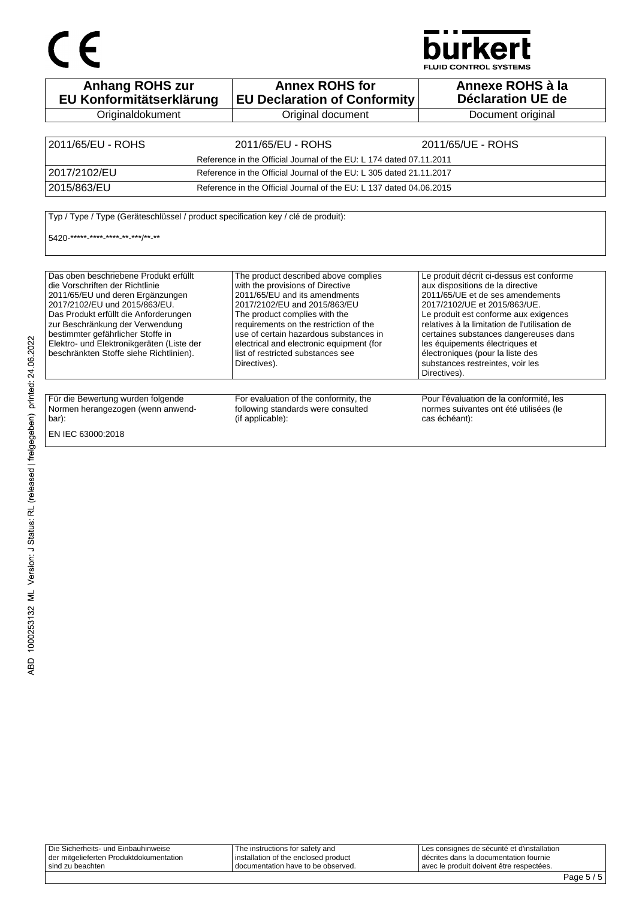CE

bürkert
FLUID CONTROL SYSTEMS

| Anhang ROHS zur EU Konformitätserklärung | Annex ROHS for EU Declaration of Conformity | Annexe ROHS à la Déclaration UE de |
| --- | --- | --- |
| Originaldokument | Original document | Document original |

| | | |
| --- | --- | --- |
| 2011/65/EU - ROHS | 2011/65/EU - ROHS | 2011/65/UE - ROHS |
| | Reference in the Official Journal of the EU: L 174 dated 07.11.2011 | |
| 2017/2102/EU | Reference in the Official Journal of the EU: L 305 dated 21.11.2017 | |
| 2015/863/EU | Reference in the Official Journal of the EU: L 137 dated 04.06.2015 | |

Typ / Type / Type (Geräteschlüssel / product specification key / clé de produit):

5420-*****-****-****-**-***/**-**

| | | |
| --- | --- | --- |
| Das oben beschriebene Produkt erfüllt die Vorschriften der Richtlinie 2011/65/EU und deren Ergänzungen 2017/2102/EU und 2015/863/EU. Das Produkt erfüllt die Anforderungen zur Beschränkung der Verwendung bestimmter gefährlicher Stoffe in Elektro- und Elektronikgeräten (Liste der beschränkten Stoffe siehe Richtlinien). | The product described above complies with the provisions of Directive 2011/65/EU and its amendments 2017/2102/EU and 2015/863/EU The product complies with the requirements on the restriction of the use of certain hazardous substances in electrical and electronic equipment (for list of restricted substances see Directives). | Le produit décrit ci-dessus est conforme aux dispositions de la directive 2011/65/UE et de ses amendements 2017/2102/UE et 2015/863/UE. Le produit est conforme aux exigences relatives à la limitation de l'utilisation de certaines substances dangereuses dans les équipements électriques et électroniques (pour la liste des substances restreintes, voir les Directives). |

| | | |
| --- | --- | --- |
| Für die Bewertung wurden folgende Normen herangezogen (wenn anwendbar): | For evaluation of the conformity, the following standards were consulted (if applicable): | Pour l'évaluation de la conformité, les normes suivantes ont été utilisées (le cas échéant): |
| EN IEC 63000:2018 | | |

ABD 1000253132 ML Version: J Status: RL (released | freigegeben) printed: 24.06.2022

| | | |
| --- | --- | --- |
| Die Sicherheits- und Einbauhinweise der mitgelieferten Produktdokumentation sind zu beachten | The instructions for safety and installation of the enclosed product documentation have to be observed. | Les consignes de sécurité et d'installation décrites dans la documentation fournie avec le produit doivent être respectées. |